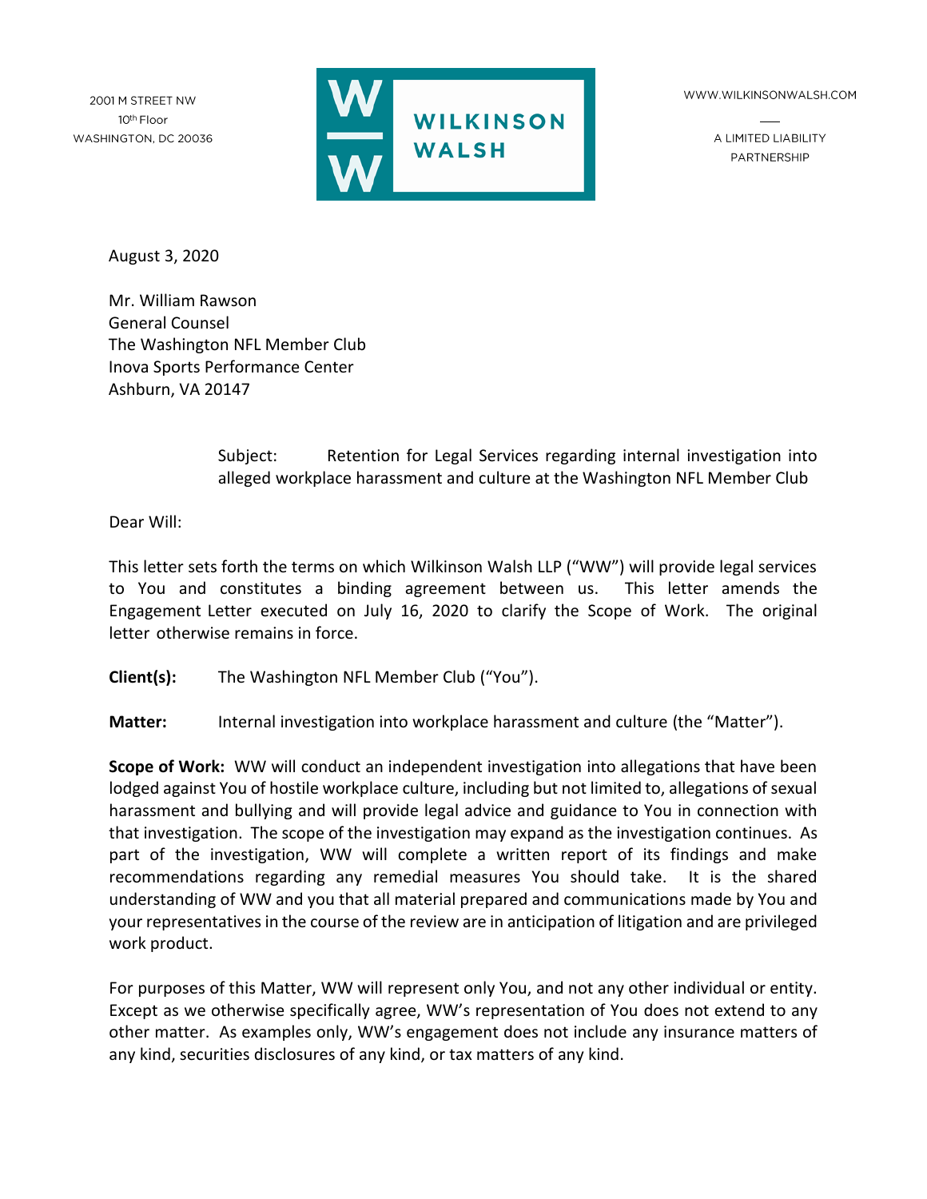2001 M STREET NW
10th Floor
WASHINGTON, DC 20036

WILKINSON WALSH

WWW.WILKINSONWALSH.COM

A LIMITED LIABILITY PARTNERSHIP

August 3, 2020

Mr. William Rawson
General Counsel
The Washington NFL Member Club
Inova Sports Performance Center
Ashburn, VA 20147

Subject: Retention for Legal Services regarding internal investigation into alleged workplace harassment and culture at the Washington NFL Member Club

Dear Will:

This letter sets forth the terms on which Wilkinson Walsh LLP ("WW") will provide legal services to You and constitutes a binding agreement between us. This letter amends the Engagement Letter executed on July 16, 2020 to clarify the Scope of Work. The original letter otherwise remains in force.

**Client(s):** The Washington NFL Member Club ("You").

**Matter:** Internal investigation into workplace harassment and culture (the "Matter").

**Scope of Work:** WW will conduct an independent investigation into allegations that have been lodged against You of hostile workplace culture, including but not limited to, allegations of sexual harassment and bullying and will provide legal advice and guidance to You in connection with that investigation. The scope of the investigation may expand as the investigation continues. As part of the investigation, WW will complete a written report of its findings and make recommendations regarding any remedial measures You should take. It is the shared understanding of WW and you that all material prepared and communications made by You and your representatives in the course of the review are in anticipation of litigation and are privileged work product.

For purposes of this Matter, WW will represent only You, and not any other individual or entity. Except as we otherwise specifically agree, WW's representation of You does not extend to any other matter. As examples only, WW's engagement does not include any insurance matters of any kind, securities disclosures of any kind, or tax matters of any kind.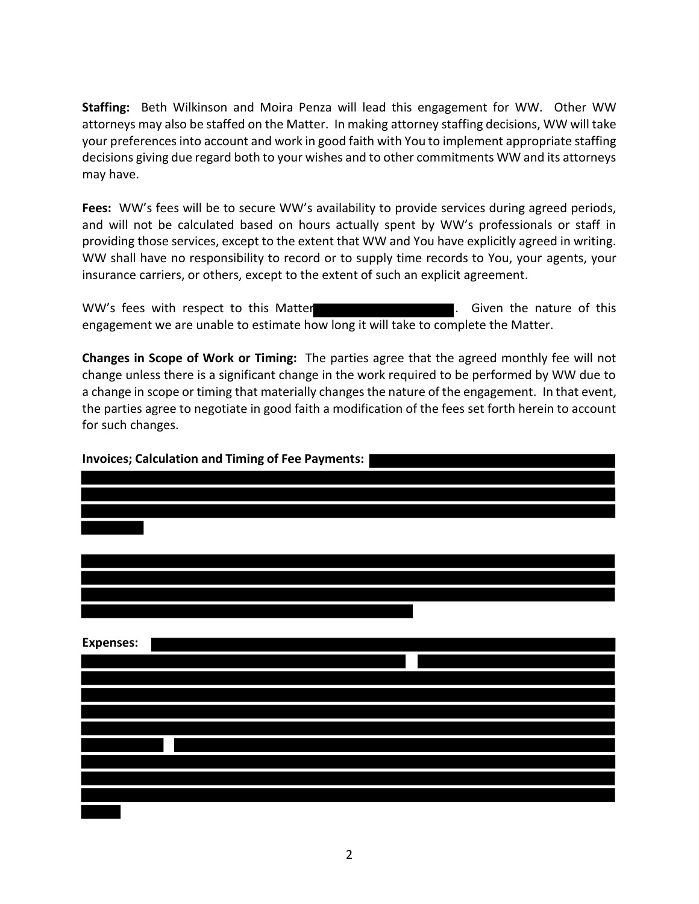**Staffing:** Beth Wilkinson and Moira Penza will lead this engagement for WW. Other WW attorneys may also be staffed on the Matter. In making attorney staffing decisions, WW will take your preferences into account and work in good faith with You to implement appropriate staffing decisions giving due regard both to your wishes and to other commitments WW and its attorneys may have.

**Fees:** WW's fees will be to secure WW's availability to provide services during agreed periods, and will not be calculated based on hours actually spent by WW's professionals or staff in providing those services, except to the extent that WW and You have explicitly agreed in writing. WW shall have no responsibility to record or to supply time records to You, your agents, your insurance carriers, or others, except to the extent of such an explicit agreement.

WW's fees with respect to this Matter [REDACTED]. Given the nature of this engagement we are unable to estimate how long it will take to complete the Matter.

**Changes in Scope of Work or Timing:** The parties agree that the agreed monthly fee will not change unless there is a significant change in the work required to be performed by WW due to a change in scope or timing that materially changes the nature of the engagement. In that event, the parties agree to negotiate in good faith a modification of the fees set forth herein to account for such changes.

**Invoices; Calculation and Timing of Fee Payments:** [REDACTED]

[REDACTED]

**Expenses:** [REDACTED]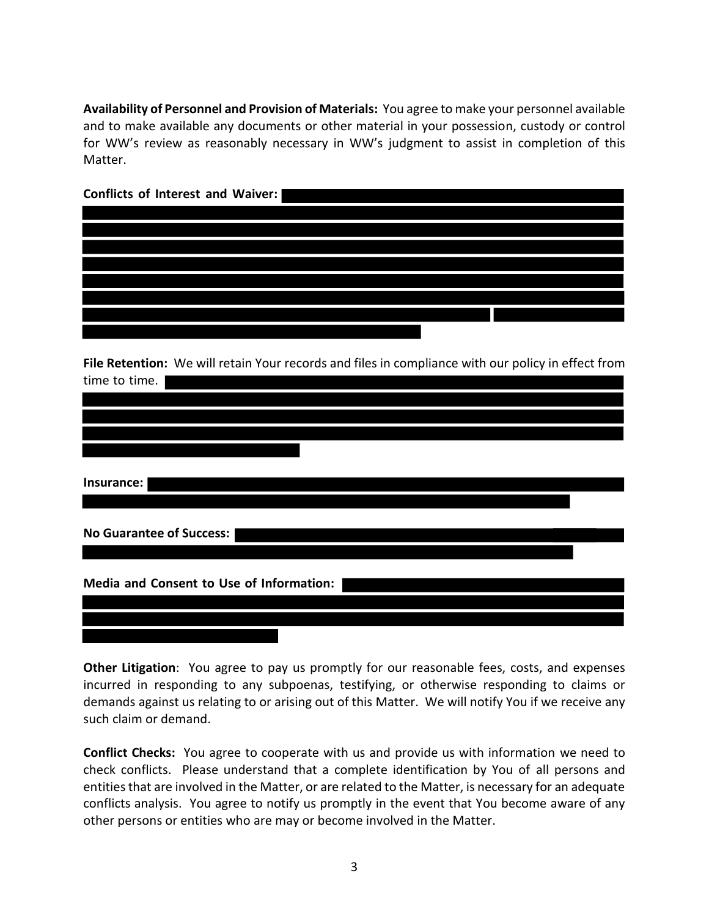**Availability of Personnel and Provision of Materials:** You agree to make your personnel available and to make available any documents or other material in your possession, custody or control for WW's review as reasonably necessary in WW's judgment to assist in completion of this Matter.

**Conflicts of Interest and Waiver:**

**File Retention:** We will retain Your records and files in compliance with our policy in effect from time to time.

**Insurance:**

**No Guarantee of Success:**

**Media and Consent to Use of Information:**

**Other Litigation**: You agree to pay us promptly for our reasonable fees, costs, and expenses incurred in responding to any subpoenas, testifying, or otherwise responding to claims or demands against us relating to or arising out of this Matter. We will notify You if we receive any such claim or demand.

**Conflict Checks:** You agree to cooperate with us and provide us with information we need to check conflicts. Please understand that a complete identification by You of all persons and entities that are involved in the Matter, or are related to the Matter, is necessary for an adequate conflicts analysis. You agree to notify us promptly in the event that You become aware of any other persons or entities who are may or become involved in the Matter.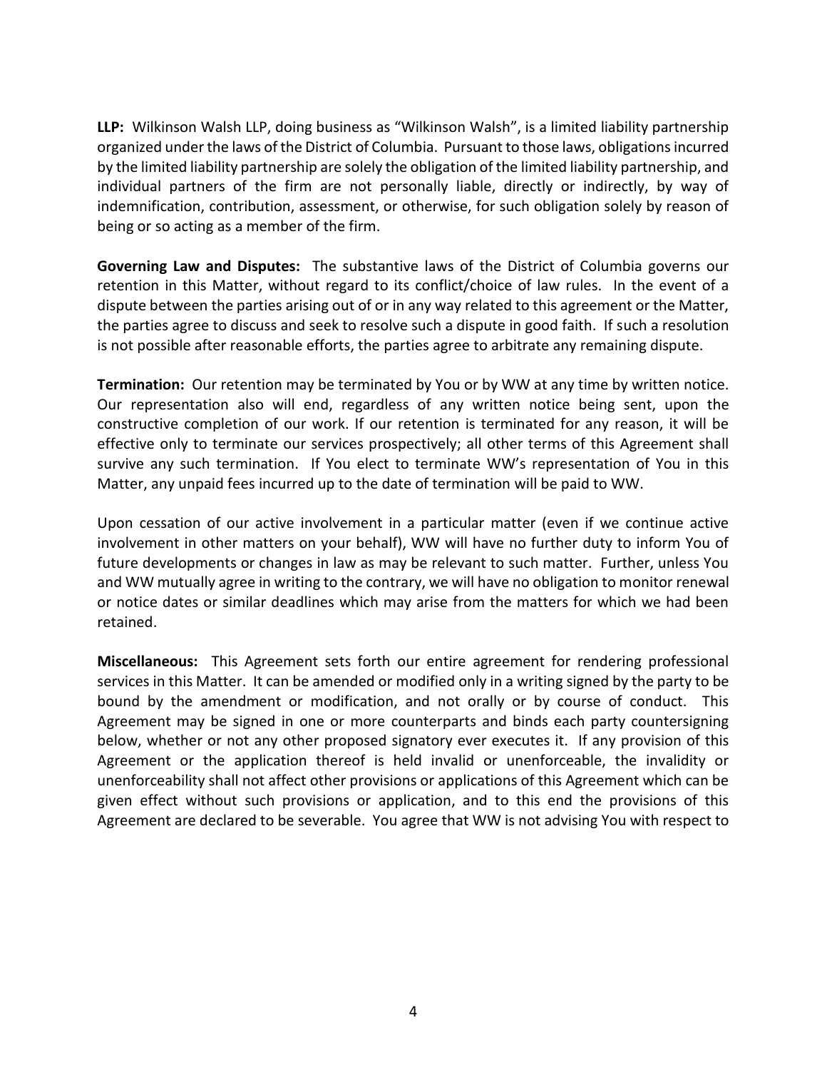**LLP:** Wilkinson Walsh LLP, doing business as "Wilkinson Walsh", is a limited liability partnership organized under the laws of the District of Columbia. Pursuant to those laws, obligations incurred by the limited liability partnership are solely the obligation of the limited liability partnership, and individual partners of the firm are not personally liable, directly or indirectly, by way of indemnification, contribution, assessment, or otherwise, for such obligation solely by reason of being or so acting as a member of the firm.

**Governing Law and Disputes:** The substantive laws of the District of Columbia governs our retention in this Matter, without regard to its conflict/choice of law rules. In the event of a dispute between the parties arising out of or in any way related to this agreement or the Matter, the parties agree to discuss and seek to resolve such a dispute in good faith. If such a resolution is not possible after reasonable efforts, the parties agree to arbitrate any remaining dispute.

**Termination:** Our retention may be terminated by You or by WW at any time by written notice. Our representation also will end, regardless of any written notice being sent, upon the constructive completion of our work. If our retention is terminated for any reason, it will be effective only to terminate our services prospectively; all other terms of this Agreement shall survive any such termination. If You elect to terminate WW's representation of You in this Matter, any unpaid fees incurred up to the date of termination will be paid to WW.

Upon cessation of our active involvement in a particular matter (even if we continue active involvement in other matters on your behalf), WW will have no further duty to inform You of future developments or changes in law as may be relevant to such matter. Further, unless You and WW mutually agree in writing to the contrary, we will have no obligation to monitor renewal or notice dates or similar deadlines which may arise from the matters for which we had been retained.

**Miscellaneous:** This Agreement sets forth our entire agreement for rendering professional services in this Matter. It can be amended or modified only in a writing signed by the party to be bound by the amendment or modification, and not orally or by course of conduct. This Agreement may be signed in one or more counterparts and binds each party countersigning below, whether or not any other proposed signatory ever executes it. If any provision of this Agreement or the application thereof is held invalid or unenforceable, the invalidity or unenforceability shall not affect other provisions or applications of this Agreement which can be given effect without such provisions or application, and to this end the provisions of this Agreement are declared to be severable. You agree that WW is not advising You with respect to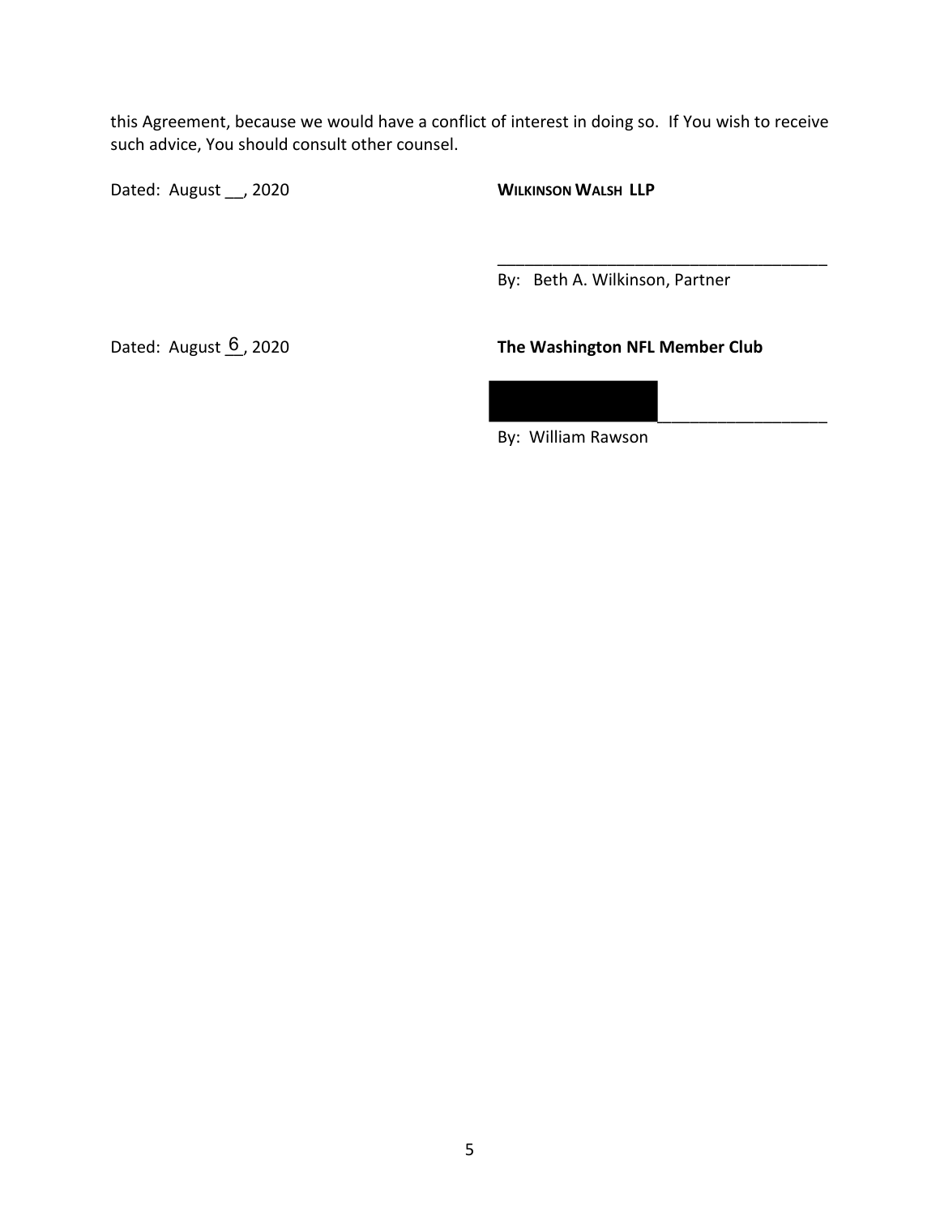this Agreement, because we would have a conflict of interest in doing so. If You wish to receive such advice, You should consult other counsel.

Dated: August __, 2020

**WILKINSON WALSH LLP**

____________________________________

By: Beth A. Wilkinson, Partner

Dated: August 6, 2020

**The Washington NFL Member Club**

____________________________________

By: William Rawson